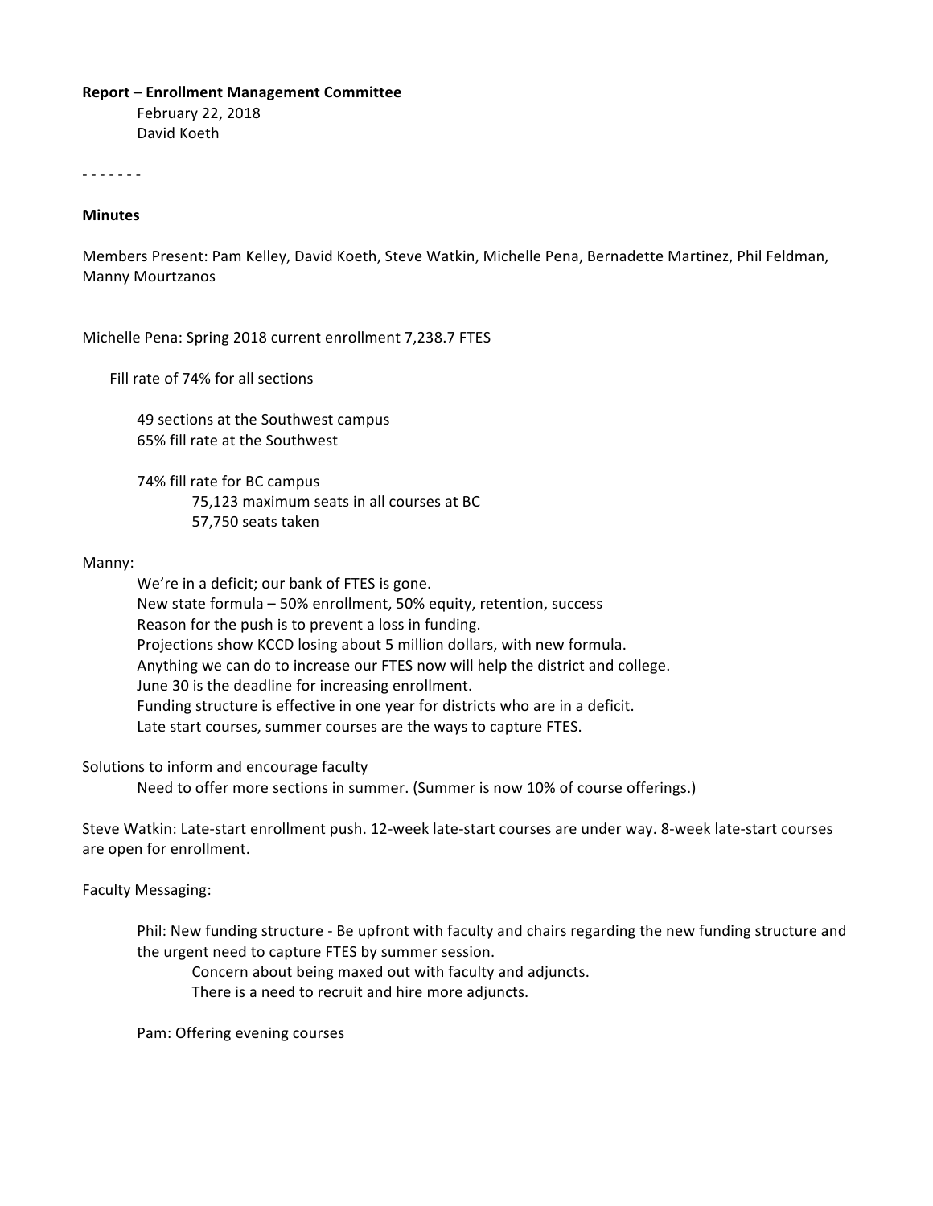**Report – Enrollment Management Committee**

February 22, 2018

David Koeth

- - - - - - -

**Minutes**

Members Present: Pam Kelley, David Koeth, Steve Watkin, Michelle Pena, Bernadette Martinez, Phil Feldman, Manny Mourtzanos

Michelle Pena: Spring 2018 current enrollment 7,238.7 FTES

Fill rate of 74% for all sections

49 sections at the Southwest campus
65% fill rate at the Southwest

74% fill rate for BC campus
75,123 maximum seats in all courses at BC
57,750 seats taken

Manny:

We're in a deficit; our bank of FTES is gone.
New state formula – 50% enrollment, 50% equity, retention, success
Reason for the push is to prevent a loss in funding.
Projections show KCCD losing about 5 million dollars, with new formula.
Anything we can do to increase our FTES now will help the district and college.
June 30 is the deadline for increasing enrollment.
Funding structure is effective in one year for districts who are in a deficit.
Late start courses, summer courses are the ways to capture FTES.

Solutions to inform and encourage faculty

Need to offer more sections in summer. (Summer is now 10% of course offerings.)

Steve Watkin: Late-start enrollment push. 12-week late-start courses are under way. 8-week late-start courses are open for enrollment.

Faculty Messaging:

Phil: New funding structure - Be upfront with faculty and chairs regarding the new funding structure and the urgent need to capture FTES by summer session.

Concern about being maxed out with faculty and adjuncts.
There is a need to recruit and hire more adjuncts.

Pam: Offering evening courses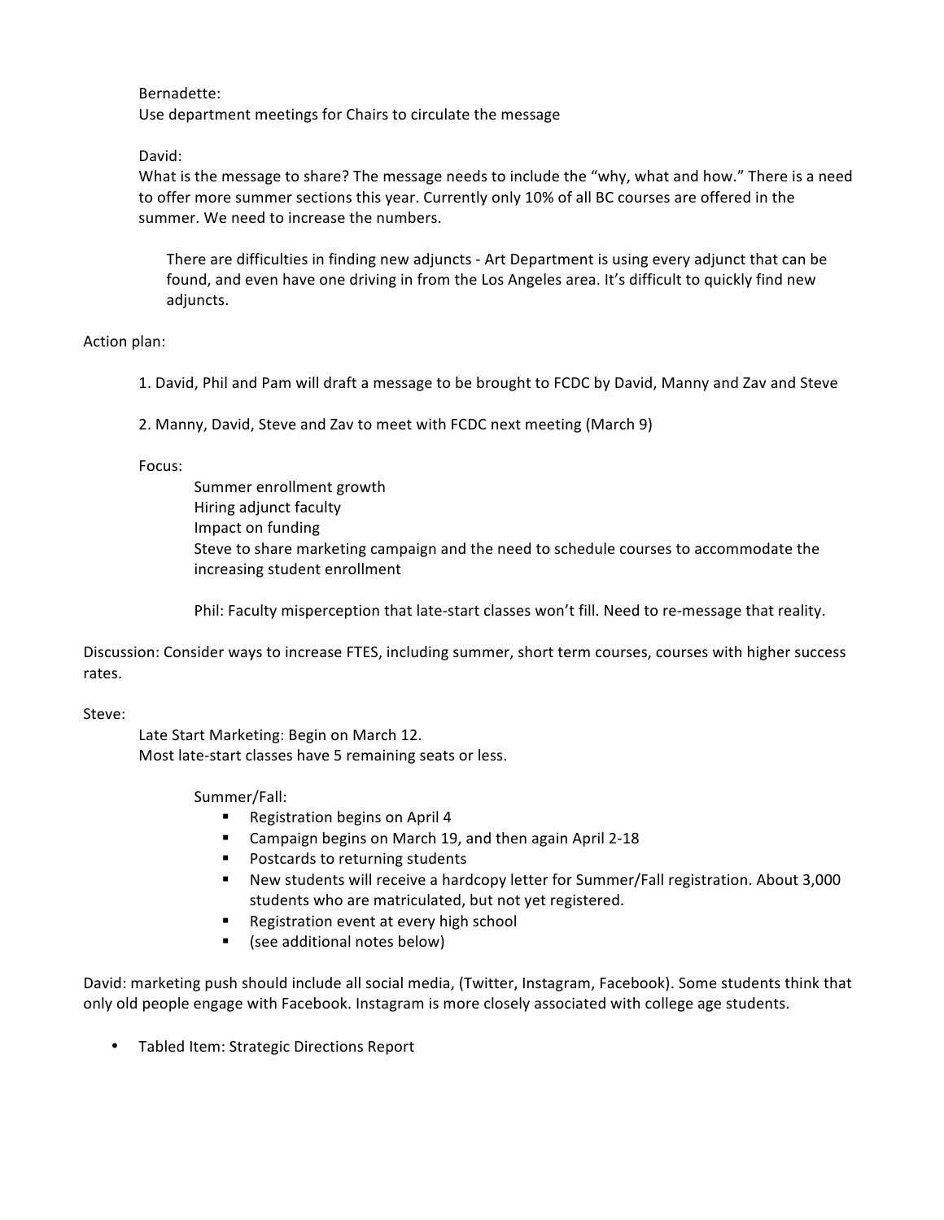Bernadette:
Use department meetings for Chairs to circulate the message

David:
What is the message to share? The message needs to include the "why, what and how." There is a need to offer more summer sections this year. Currently only 10% of all BC courses are offered in the summer. We need to increase the numbers.

> There are difficulties in finding new adjuncts - Art Department is using every adjunct that can be found, and even have one driving in from the Los Angeles area. It's difficult to quickly find new adjuncts.

Action plan:

1. David, Phil and Pam will draft a message to be brought to FCDC by David, Manny and Zav and Steve

2. Manny, David, Steve and Zav to meet with FCDC next meeting (March 9)

Focus:

- Summer enrollment growth
- Hiring adjunct faculty
- Impact on funding
- Steve to share marketing campaign and the need to schedule courses to accommodate the increasing student enrollment

Phil: Faculty misperception that late-start classes won't fill. Need to re-message that reality.

Discussion: Consider ways to increase FTES, including summer, short term courses, courses with higher success rates.

Steve:

Late Start Marketing: Begin on March 12.
Most late-start classes have 5 remaining seats or less.

Summer/Fall:

- Registration begins on April 4
- Campaign begins on March 19, and then again April 2-18
- Postcards to returning students
- New students will receive a hardcopy letter for Summer/Fall registration. About 3,000 students who are matriculated, but not yet registered.
- Registration event at every high school
- (see additional notes below)

David: marketing push should include all social media, (Twitter, Instagram, Facebook). Some students think that only old people engage with Facebook. Instagram is more closely associated with college age students.

- Tabled Item: Strategic Directions Report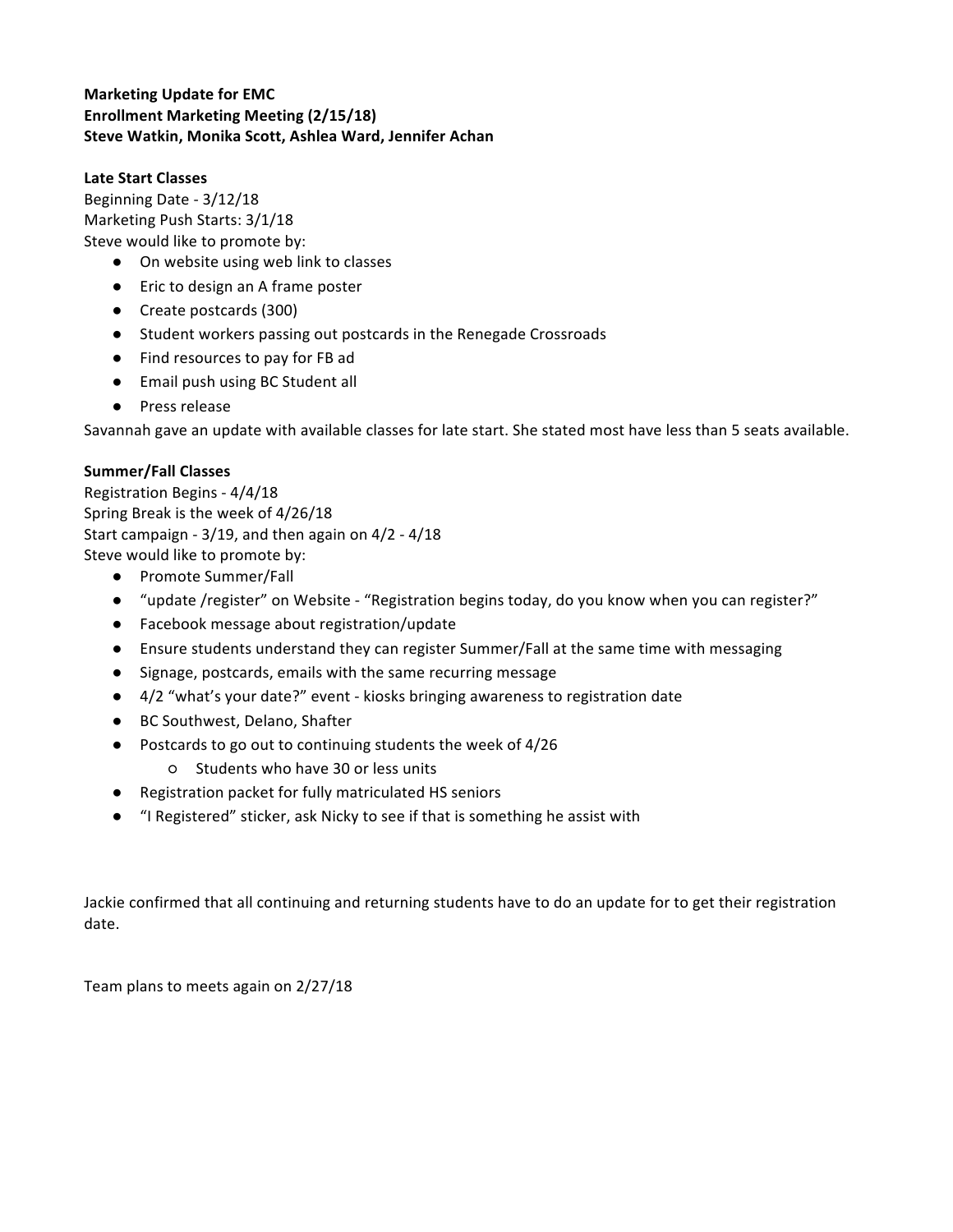**Marketing Update for EMC**
**Enrollment Marketing Meeting (2/15/18)**
**Steve Watkin, Monika Scott, Ashlea Ward, Jennifer Achan**

**Late Start Classes**
Beginning Date - 3/12/18
Marketing Push Starts: 3/1/18
Steve would like to promote by:

- On website using web link to classes
- Eric to design an A frame poster
- Create postcards (300)
- Student workers passing out postcards in the Renegade Crossroads
- Find resources to pay for FB ad
- Email push using BC Student all
- Press release

Savannah gave an update with available classes for late start. She stated most have less than 5 seats available.

**Summer/Fall Classes**
Registration Begins - 4/4/18
Spring Break is the week of 4/26/18
Start campaign - 3/19, and then again on 4/2 - 4/18
Steve would like to promote by:

- Promote Summer/Fall
- "update /register" on Website - "Registration begins today, do you know when you can register?"
- Facebook message about registration/update
- Ensure students understand they can register Summer/Fall at the same time with messaging
- Signage, postcards, emails with the same recurring message
- 4/2 "what's your date?" event - kiosks bringing awareness to registration date
- BC Southwest, Delano, Shafter
- Postcards to go out to continuing students the week of 4/26
    - Students who have 30 or less units
- Registration packet for fully matriculated HS seniors
- "I Registered" sticker, ask Nicky to see if that is something he assist with

Jackie confirmed that all continuing and returning students have to do an update for to get their registration date.

Team plans to meets again on 2/27/18